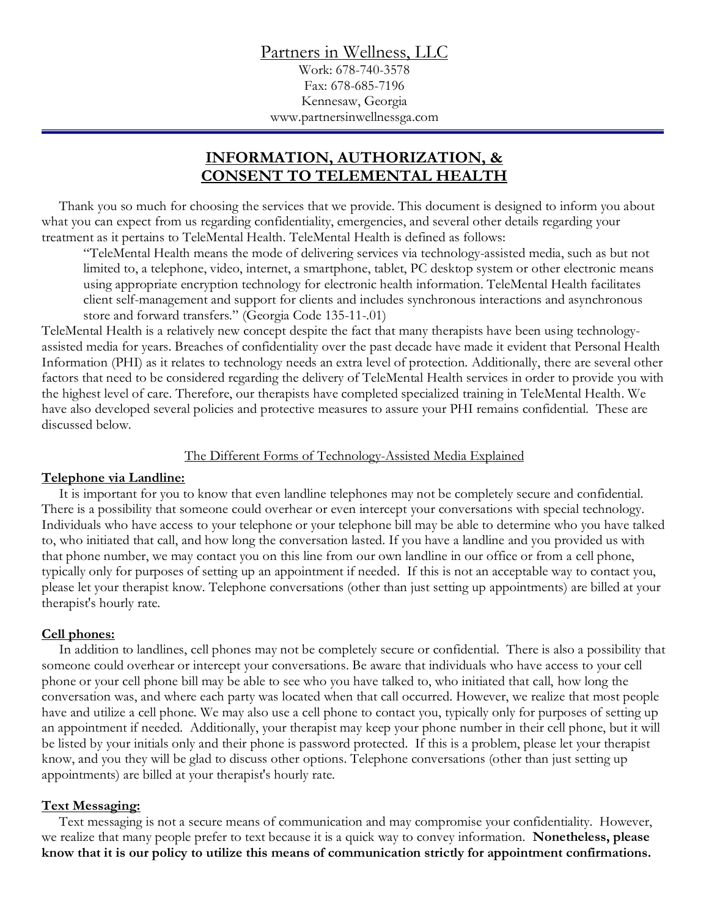<u>Partners in Wellness, LLC</u>

Work: 678-740-3578
Fax: 678-685-7196
Kennesaw, Georgia
www.partnersinwellnessga.com

# INFORMATION, AUTHORIZATION, & CONSENT TO TELEMENTAL HEALTH

Thank you so much for choosing the services that we provide. This document is designed to inform you about what you can expect from us regarding confidentiality, emergencies, and several other details regarding your treatment as it pertains to TeleMental Health. TeleMental Health is defined as follows:

> "TeleMental Health means the mode of delivering services via technology-assisted media, such as but not limited to, a telephone, video, internet, a smartphone, tablet, PC desktop system or other electronic means using appropriate encryption technology for electronic health information. TeleMental Health facilitates client self-management and support for clients and includes synchronous interactions and asynchronous store and forward transfers." (Georgia Code 135-11-.01)

TeleMental Health is a relatively new concept despite the fact that many therapists have been using technology-assisted media for years. Breaches of confidentiality over the past decade have made it evident that Personal Health Information (PHI) as it relates to technology needs an extra level of protection. Additionally, there are several other factors that need to be considered regarding the delivery of TeleMental Health services in order to provide you with the highest level of care. Therefore, our therapists have completed specialized training in TeleMental Health. We have also developed several policies and protective measures to assure your PHI remains confidential. These are discussed below.

## The Different Forms of Technology-Assisted Media Explained

### Telephone via Landline:

It is important for you to know that even landline telephones may not be completely secure and confidential. There is a possibility that someone could overhear or even intercept your conversations with special technology. Individuals who have access to your telephone or your telephone bill may be able to determine who you have talked to, who initiated that call, and how long the conversation lasted. If you have a landline and you provided us with that phone number, we may contact you on this line from our own landline in our office or from a cell phone, typically only for purposes of setting up an appointment if needed. If this is not an acceptable way to contact you, please let your therapist know. Telephone conversations (other than just setting up appointments) are billed at your therapist's hourly rate.

### Cell phones:

In addition to landlines, cell phones may not be completely secure or confidential. There is also a possibility that someone could overhear or intercept your conversations. Be aware that individuals who have access to your cell phone or your cell phone bill may be able to see who you have talked to, who initiated that call, how long the conversation was, and where each party was located when that call occurred. However, we realize that most people have and utilize a cell phone. We may also use a cell phone to contact you, typically only for purposes of setting up an appointment if needed. Additionally, your therapist may keep your phone number in their cell phone, but it will be listed by your initials only and their phone is password protected. If this is a problem, please let your therapist know, and you they will be glad to discuss other options. Telephone conversations (other than just setting up appointments) are billed at your therapist's hourly rate.

### Text Messaging:

Text messaging is not a secure means of communication and may compromise your confidentiality. However, we realize that many people prefer to text because it is a quick way to convey information. **Nonetheless, please know that it is our policy to utilize this means of communication strictly for appointment confirmations.**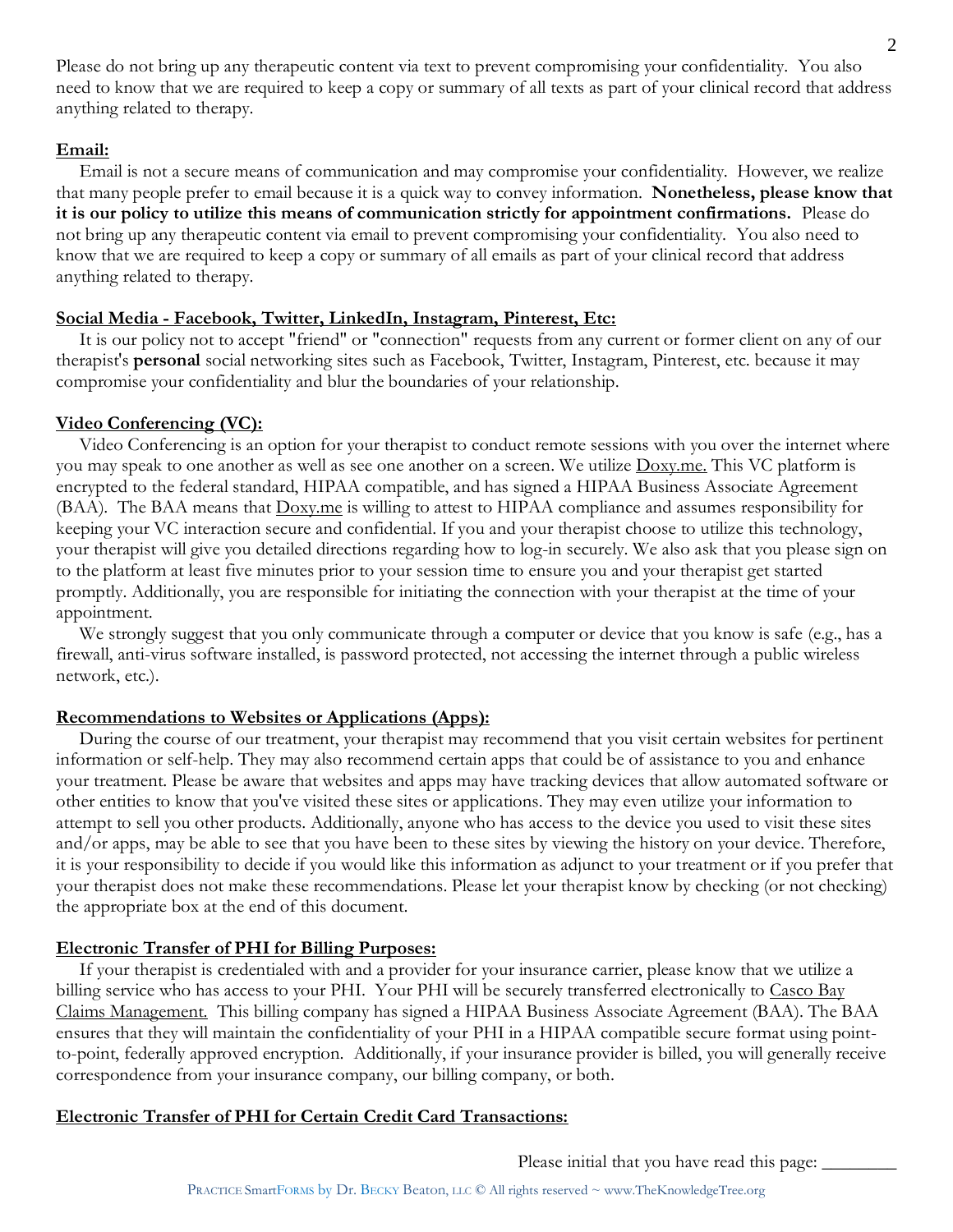Please do not bring up any therapeutic content via text to prevent compromising your confidentiality. You also need to know that we are required to keep a copy or summary of all texts as part of your clinical record that address anything related to therapy.

**Email:**

Email is not a secure means of communication and may compromise your confidentiality. However, we realize that many people prefer to email because it is a quick way to convey information. **Nonetheless, please know that it is our policy to utilize this means of communication strictly for appointment confirmations.** Please do not bring up any therapeutic content via email to prevent compromising your confidentiality. You also need to know that we are required to keep a copy or summary of all emails as part of your clinical record that address anything related to therapy.

**Social Media - Facebook, Twitter, LinkedIn, Instagram, Pinterest, Etc:**

It is our policy not to accept "friend" or "connection" requests from any current or former client on any of our therapist's **personal** social networking sites such as Facebook, Twitter, Instagram, Pinterest, etc. because it may compromise your confidentiality and blur the boundaries of your relationship.

**Video Conferencing (VC):**

Video Conferencing is an option for your therapist to conduct remote sessions with you over the internet where you may speak to one another as well as see one another on a screen. We utilize Doxy.me. This VC platform is encrypted to the federal standard, HIPAA compatible, and has signed a HIPAA Business Associate Agreement (BAA). The BAA means that Doxy.me is willing to attest to HIPAA compliance and assumes responsibility for keeping your VC interaction secure and confidential. If you and your therapist choose to utilize this technology, your therapist will give you detailed directions regarding how to log-in securely. We also ask that you please sign on to the platform at least five minutes prior to your session time to ensure you and your therapist get started promptly. Additionally, you are responsible for initiating the connection with your therapist at the time of your appointment.

We strongly suggest that you only communicate through a computer or device that you know is safe (e.g., has a firewall, anti-virus software installed, is password protected, not accessing the internet through a public wireless network, etc.).

**Recommendations to Websites or Applications (Apps):**

During the course of our treatment, your therapist may recommend that you visit certain websites for pertinent information or self-help. They may also recommend certain apps that could be of assistance to you and enhance your treatment. Please be aware that websites and apps may have tracking devices that allow automated software or other entities to know that you've visited these sites or applications. They may even utilize your information to attempt to sell you other products. Additionally, anyone who has access to the device you used to visit these sites and/or apps, may be able to see that you have been to these sites by viewing the history on your device. Therefore, it is your responsibility to decide if you would like this information as adjunct to your treatment or if you prefer that your therapist does not make these recommendations. Please let your therapist know by checking (or not checking) the appropriate box at the end of this document.

**Electronic Transfer of PHI for Billing Purposes:**

If your therapist is credentialed with and a provider for your insurance carrier, please know that we utilize a billing service who has access to your PHI. Your PHI will be securely transferred electronically to Casco Bay Claims Management. This billing company has signed a HIPAA Business Associate Agreement (BAA). The BAA ensures that they will maintain the confidentiality of your PHI in a HIPAA compatible secure format using point-to-point, federally approved encryption. Additionally, if your insurance provider is billed, you will generally receive correspondence from your insurance company, our billing company, or both.

**Electronic Transfer of PHI for Certain Credit Card Transactions:**

Please initial that you have read this page: ________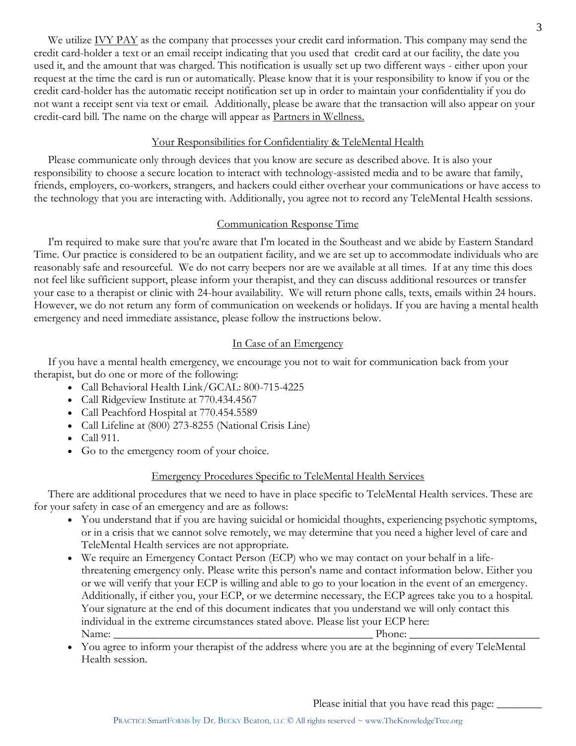We utilize IVY PAY as the company that processes your credit card information. This company may send the credit card-holder a text or an email receipt indicating that you used that credit card at our facility, the date you used it, and the amount that was charged. This notification is usually set up two different ways - either upon your request at the time the card is run or automatically. Please know that it is your responsibility to know if you or the credit card-holder has the automatic receipt notification set up in order to maintain your confidentiality if you do not want a receipt sent via text or email. Additionally, please be aware that the transaction will also appear on your credit-card bill. The name on the charge will appear as Partners in Wellness.

## Your Responsibilities for Confidentiality & TeleMental Health

Please communicate only through devices that you know are secure as described above. It is also your responsibility to choose a secure location to interact with technology-assisted media and to be aware that family, friends, employers, co-workers, strangers, and hackers could either overhear your communications or have access to the technology that you are interacting with. Additionally, you agree not to record any TeleMental Health sessions.

## Communication Response Time

I'm required to make sure that you're aware that I'm located in the Southeast and we abide by Eastern Standard Time. Our practice is considered to be an outpatient facility, and we are set up to accommodate individuals who are reasonably safe and resourceful. We do not carry beepers nor are we available at all times. If at any time this does not feel like sufficient support, please inform your therapist, and they can discuss additional resources or transfer your case to a therapist or clinic with 24-hour availability. We will return phone calls, texts, emails within 24 hours. However, we do not return any form of communication on weekends or holidays. If you are having a mental health emergency and need immediate assistance, please follow the instructions below.

## In Case of an Emergency

If you have a mental health emergency, we encourage you not to wait for communication back from your therapist, but do one or more of the following:

- Call Behavioral Health Link/GCAL: 800-715-4225
- Call Ridgeview Institute at 770.434.4567
- Call Peachford Hospital at 770.454.5589
- Call Lifeline at (800) 273-8255 (National Crisis Line)
- Call 911.
- Go to the emergency room of your choice.

## Emergency Procedures Specific to TeleMental Health Services

There are additional procedures that we need to have in place specific to TeleMental Health services. These are for your safety in case of an emergency and are as follows:

- You understand that if you are having suicidal or homicidal thoughts, experiencing psychotic symptoms, or in a crisis that we cannot solve remotely, we may determine that you need a higher level of care and TeleMental Health services are not appropriate.
- We require an Emergency Contact Person (ECP) who we may contact on your behalf in a life-threatening emergency only. Please write this person's name and contact information below. Either you or we will verify that your ECP is willing and able to go to your location in the event of an emergency. Additionally, if either you, your ECP, or we determine necessary, the ECP agrees take you to a hospital. Your signature at the end of this document indicates that you understand we will only contact this individual in the extreme circumstances stated above. Please list your ECP here:
  Name: _______________________________________________ Phone: _______________________
- You agree to inform your therapist of the address where you are at the beginning of every TeleMental Health session.

Please initial that you have read this page: ________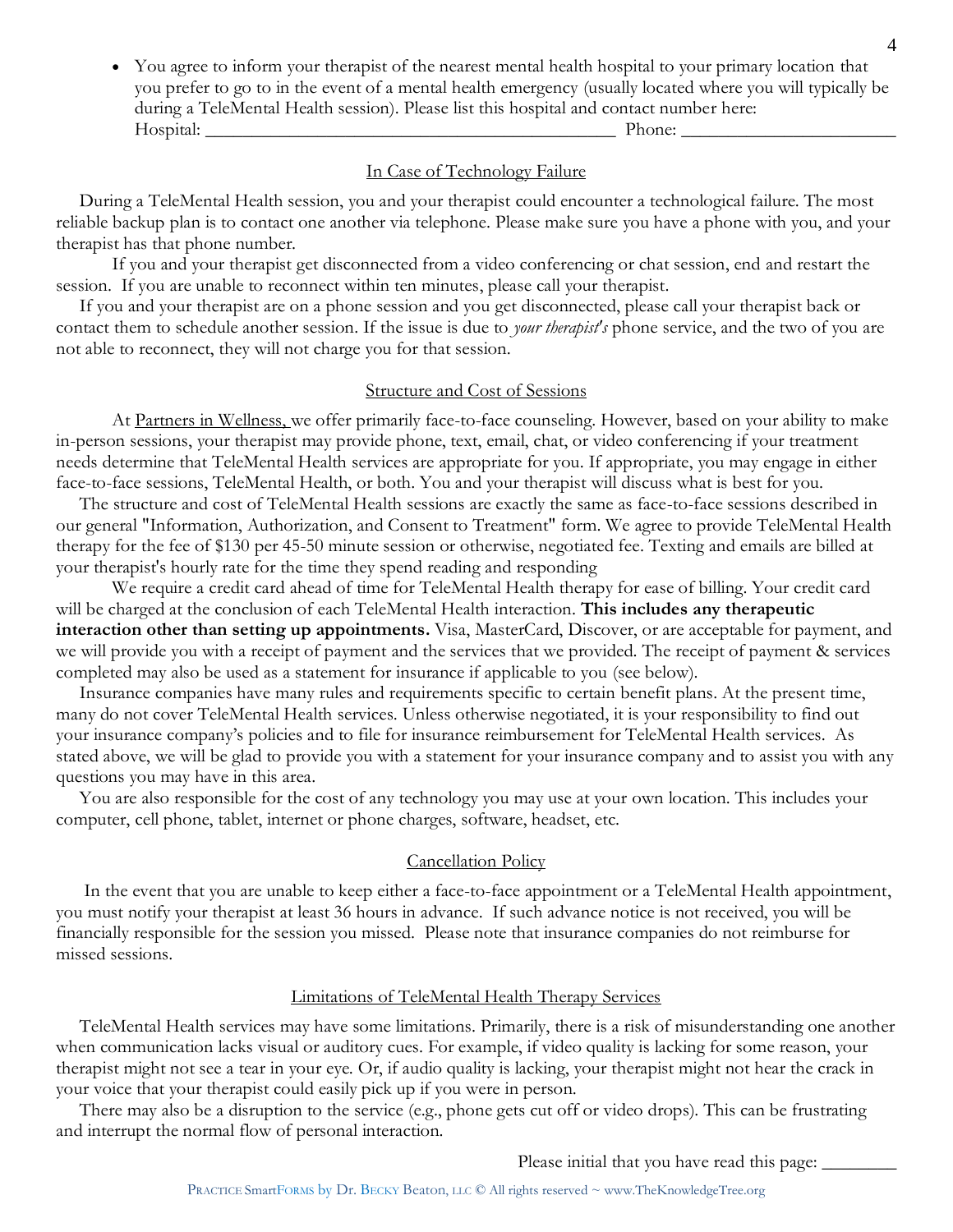- You agree to inform your therapist of the nearest mental health hospital to your primary location that you prefer to go to in the event of a mental health emergency (usually located where you will typically be during a TeleMental Health session). Please list this hospital and contact number here: Hospital: _____________________________________________ Phone: _______________________

## In Case of Technology Failure

During a TeleMental Health session, you and your therapist could encounter a technological failure. The most reliable backup plan is to contact one another via telephone. Please make sure you have a phone with you, and your therapist has that phone number.

If you and your therapist get disconnected from a video conferencing or chat session, end and restart the session. If you are unable to reconnect within ten minutes, please call your therapist.

If you and your therapist are on a phone session and you get disconnected, please call your therapist back or contact them to schedule another session. If the issue is due to *your therapist's* phone service, and the two of you are not able to reconnect, they will not charge you for that session.

## Structure and Cost of Sessions

At Partners in Wellness, we offer primarily face-to-face counseling. However, based on your ability to make in-person sessions, your therapist may provide phone, text, email, chat, or video conferencing if your treatment needs determine that TeleMental Health services are appropriate for you. If appropriate, you may engage in either face-to-face sessions, TeleMental Health, or both. You and your therapist will discuss what is best for you.

The structure and cost of TeleMental Health sessions are exactly the same as face-to-face sessions described in our general "Information, Authorization, and Consent to Treatment" form. We agree to provide TeleMental Health therapy for the fee of $130 per 45-50 minute session or otherwise, negotiated fee. Texting and emails are billed at your therapist's hourly rate for the time they spend reading and responding

We require a credit card ahead of time for TeleMental Health therapy for ease of billing. Your credit card will be charged at the conclusion of each TeleMental Health interaction. **This includes any therapeutic interaction other than setting up appointments.** Visa, MasterCard, Discover, or are acceptable for payment, and we will provide you with a receipt of payment and the services that we provided. The receipt of payment & services completed may also be used as a statement for insurance if applicable to you (see below).

Insurance companies have many rules and requirements specific to certain benefit plans. At the present time, many do not cover TeleMental Health services. Unless otherwise negotiated, it is your responsibility to find out your insurance company's policies and to file for insurance reimbursement for TeleMental Health services. As stated above, we will be glad to provide you with a statement for your insurance company and to assist you with any questions you may have in this area.

You are also responsible for the cost of any technology you may use at your own location. This includes your computer, cell phone, tablet, internet or phone charges, software, headset, etc.

## Cancellation Policy

In the event that you are unable to keep either a face-to-face appointment or a TeleMental Health appointment, you must notify your therapist at least 36 hours in advance. If such advance notice is not received, you will be financially responsible for the session you missed. Please note that insurance companies do not reimburse for missed sessions.

## Limitations of TeleMental Health Therapy Services

TeleMental Health services may have some limitations. Primarily, there is a risk of misunderstanding one another when communication lacks visual or auditory cues. For example, if video quality is lacking for some reason, your therapist might not see a tear in your eye. Or, if audio quality is lacking, your therapist might not hear the crack in your voice that your therapist could easily pick up if you were in person.

There may also be a disruption to the service (e.g., phone gets cut off or video drops). This can be frustrating and interrupt the normal flow of personal interaction.

Please initial that you have read this page: ________

PRACTICE SmartFORMS by Dr. BECKY Beaton, LLC © All rights reserved ~ www.TheKnowledgeTree.org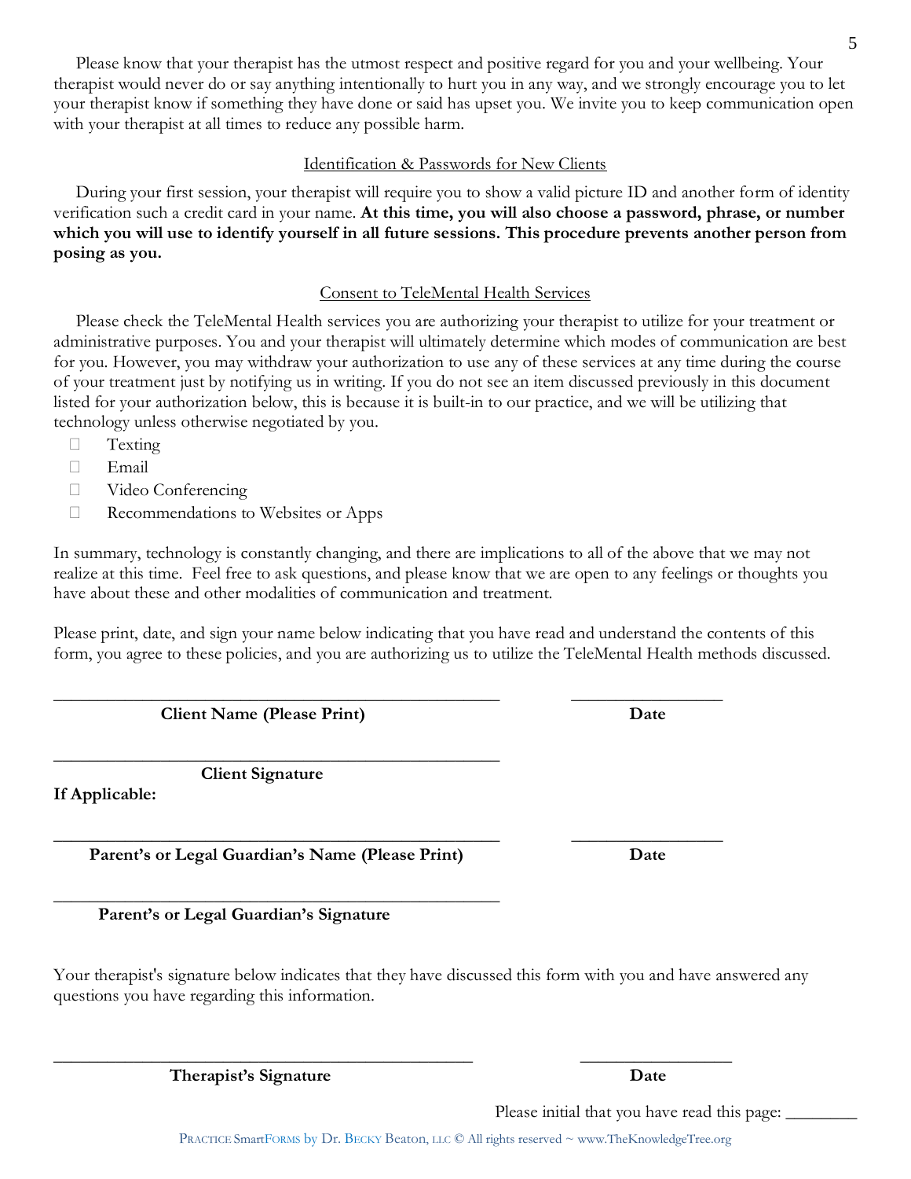Please know that your therapist has the utmost respect and positive regard for you and your wellbeing. Your therapist would never do or say anything intentionally to hurt you in any way, and we strongly encourage you to let your therapist know if something they have done or said has upset you. We invite you to keep communication open with your therapist at all times to reduce any possible harm.

## Identification & Passwords for New Clients

During your first session, your therapist will require you to show a valid picture ID and another form of identity verification such a credit card in your name. **At this time, you will also choose a password, phrase, or number which you will use to identify yourself in all future sessions. This procedure prevents another person from posing as you.**

## Consent to TeleMental Health Services

Please check the TeleMental Health services you are authorizing your therapist to utilize for your treatment or administrative purposes. You and your therapist will ultimately determine which modes of communication are best for you. However, you may withdraw your authorization to use any of these services at any time during the course of your treatment just by notifying us in writing. If you do not see an item discussed previously in this document listed for your authorization below, this is because it is built-in to our practice, and we will be utilizing that technology unless otherwise negotiated by you.

- ☐ Texting
- ☐ Email
- ☐ Video Conferencing
- ☐ Recommendations to Websites or Apps

In summary, technology is constantly changing, and there are implications to all of the above that we may not realize at this time. Feel free to ask questions, and please know that we are open to any feelings or thoughts you have about these and other modalities of communication and treatment.

Please print, date, and sign your name below indicating that you have read and understand the contents of this form, you agree to these policies, and you are authorizing us to utilize the TeleMental Health methods discussed.

\_\_\_\_\_\_\_\_\_\_\_\_\_\_\_\_\_\_\_\_\_\_\_\_\_\_\_\_\_\_\_\_\_\_\_\_\_\_\_\_\_\_\_\_ \_\_\_\_\_\_\_\_\_\_\_\_\_\_\_\_

**Client Name (Please Print)** **Date**

\_\_\_\_\_\_\_\_\_\_\_\_\_\_\_\_\_\_\_\_\_\_\_\_\_\_\_\_\_\_\_\_\_\_\_\_\_\_\_\_\_\_\_\_

**Client Signature**

**If Applicable:**

\_\_\_\_\_\_\_\_\_\_\_\_\_\_\_\_\_\_\_\_\_\_\_\_\_\_\_\_\_\_\_\_\_\_\_\_\_\_\_\_\_\_\_\_ \_\_\_\_\_\_\_\_\_\_\_\_\_\_\_\_

**Parent's or Legal Guardian's Name (Please Print)** **Date**

\_\_\_\_\_\_\_\_\_\_\_\_\_\_\_\_\_\_\_\_\_\_\_\_\_\_\_\_\_\_\_\_\_\_\_\_\_\_\_\_\_\_\_\_

**Parent's or Legal Guardian's Signature**

Your therapist's signature below indicates that they have discussed this form with you and have answered any questions you have regarding this information.

\_\_\_\_\_\_\_\_\_\_\_\_\_\_\_\_\_\_\_\_\_\_\_\_\_\_\_\_\_\_\_\_\_\_\_\_\_\_\_\_\_\_\_\_ \_\_\_\_\_\_\_\_\_\_\_\_\_\_\_\_

**Therapist's Signature** **Date**

Please initial that you have read this page: \_\_\_\_\_\_\_\_